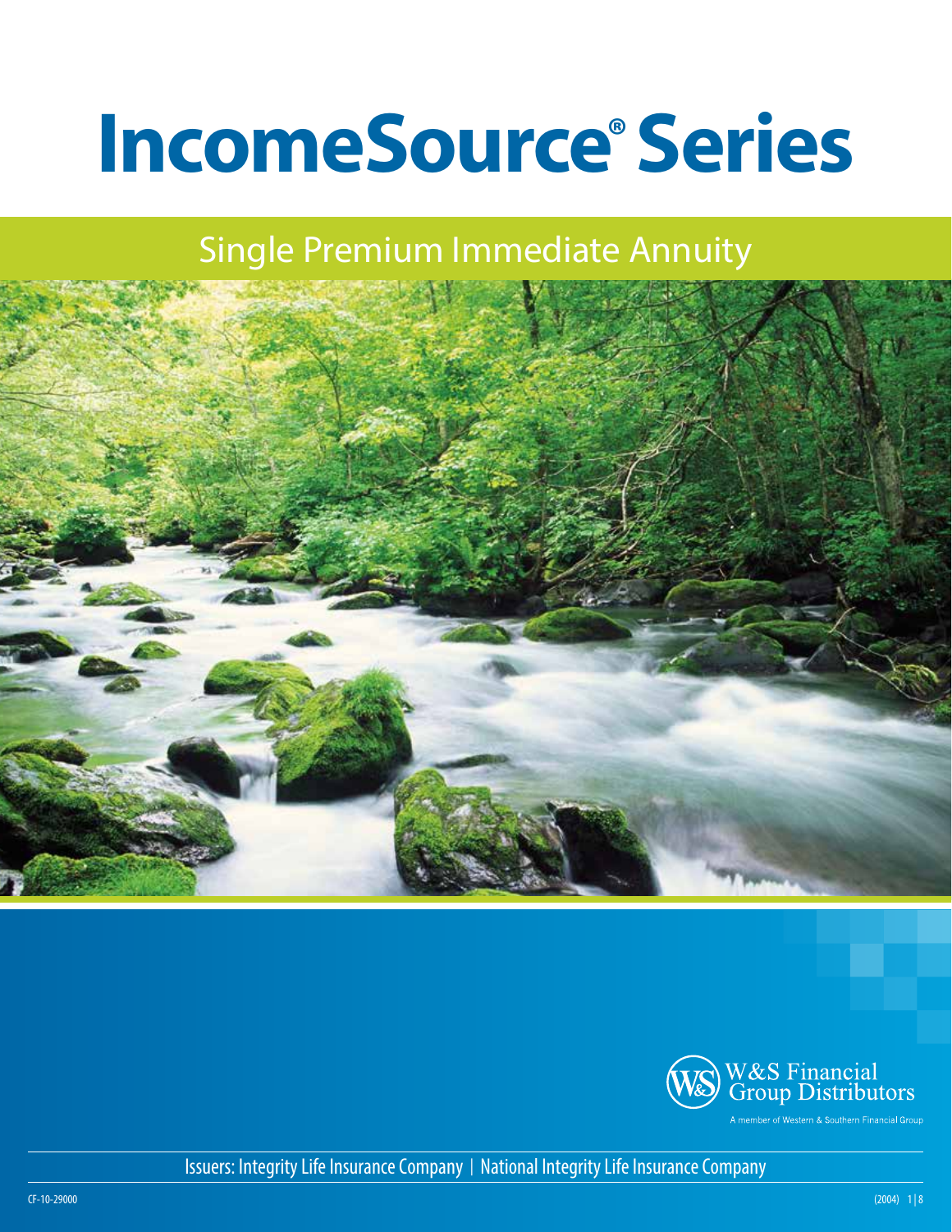# IncomeSource® Series

## Single Premium Immediate Annuity

W&S Financial Group Distributors

A member of Western & Southern Financial Group

Issuers: Integrity Life Insurance Company | National Integrity Life Insurance Company

CF-10-29000

(2004)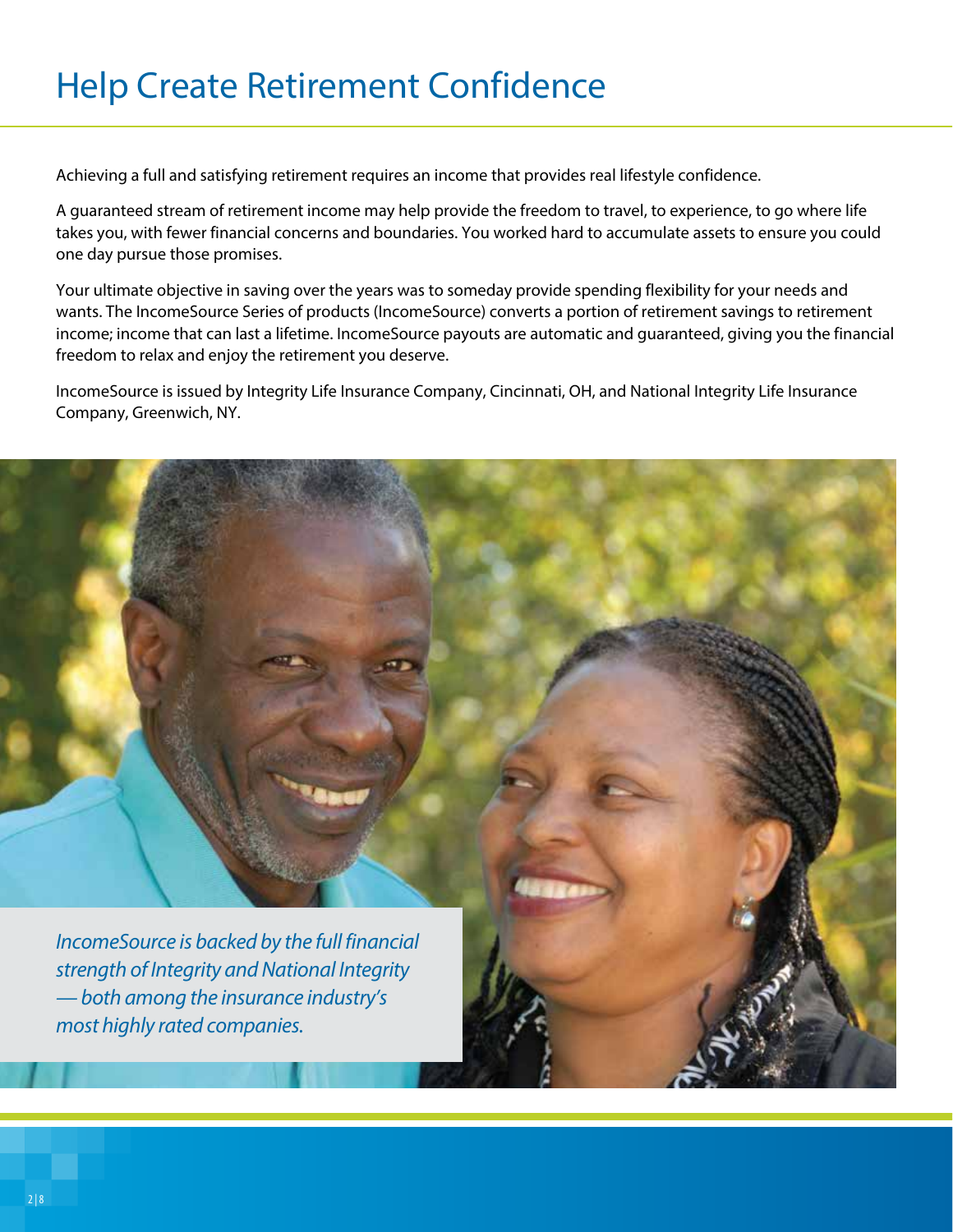# Help Create Retirement Confidence

Achieving a full and satisfying retirement requires an income that provides real lifestyle confidence.

A guaranteed stream of retirement income may help provide the freedom to travel, to experience, to go where life takes you, with fewer financial concerns and boundaries. You worked hard to accumulate assets to ensure you could one day pursue those promises.

Your ultimate objective in saving over the years was to someday provide spending flexibility for your needs and wants. The IncomeSource Series of products (IncomeSource) converts a portion of retirement savings to retirement income; income that can last a lifetime. IncomeSource payouts are automatic and guaranteed, giving you the financial freedom to relax and enjoy the retirement you deserve.

IncomeSource is issued by Integrity Life Insurance Company, Cincinnati, OH, and National Integrity Life Insurance Company, Greenwich, NY.

*IncomeSource is backed by the full financial strength of Integrity and National Integrity — both among the insurance industry's most highly rated companies.*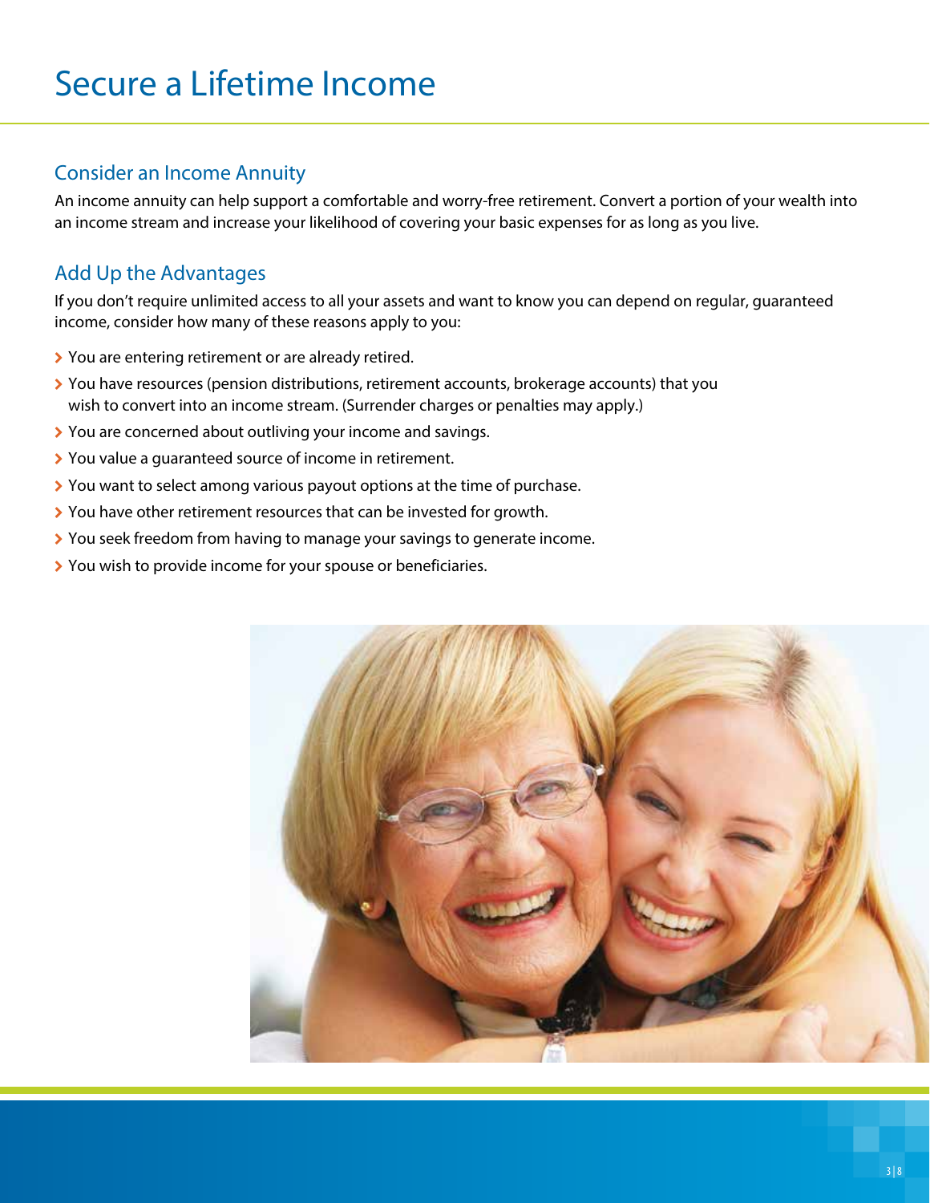# Secure a Lifetime Income

## Consider an Income Annuity

An income annuity can help support a comfortable and worry-free retirement. Convert a portion of your wealth into an income stream and increase your likelihood of covering your basic expenses for as long as you live.

## Add Up the Advantages

If you don't require unlimited access to all your assets and want to know you can depend on regular, guaranteed income, consider how many of these reasons apply to you:

- You are entering retirement or are already retired.
- You have resources (pension distributions, retirement accounts, brokerage accounts) that you wish to convert into an income stream. (Surrender charges or penalties may apply.)
- You are concerned about outliving your income and savings.
- You value a guaranteed source of income in retirement.
- You want to select among various payout options at the time of purchase.
- You have other retirement resources that can be invested for growth.
- You seek freedom from having to manage your savings to generate income.
- You wish to provide income for your spouse or beneficiaries.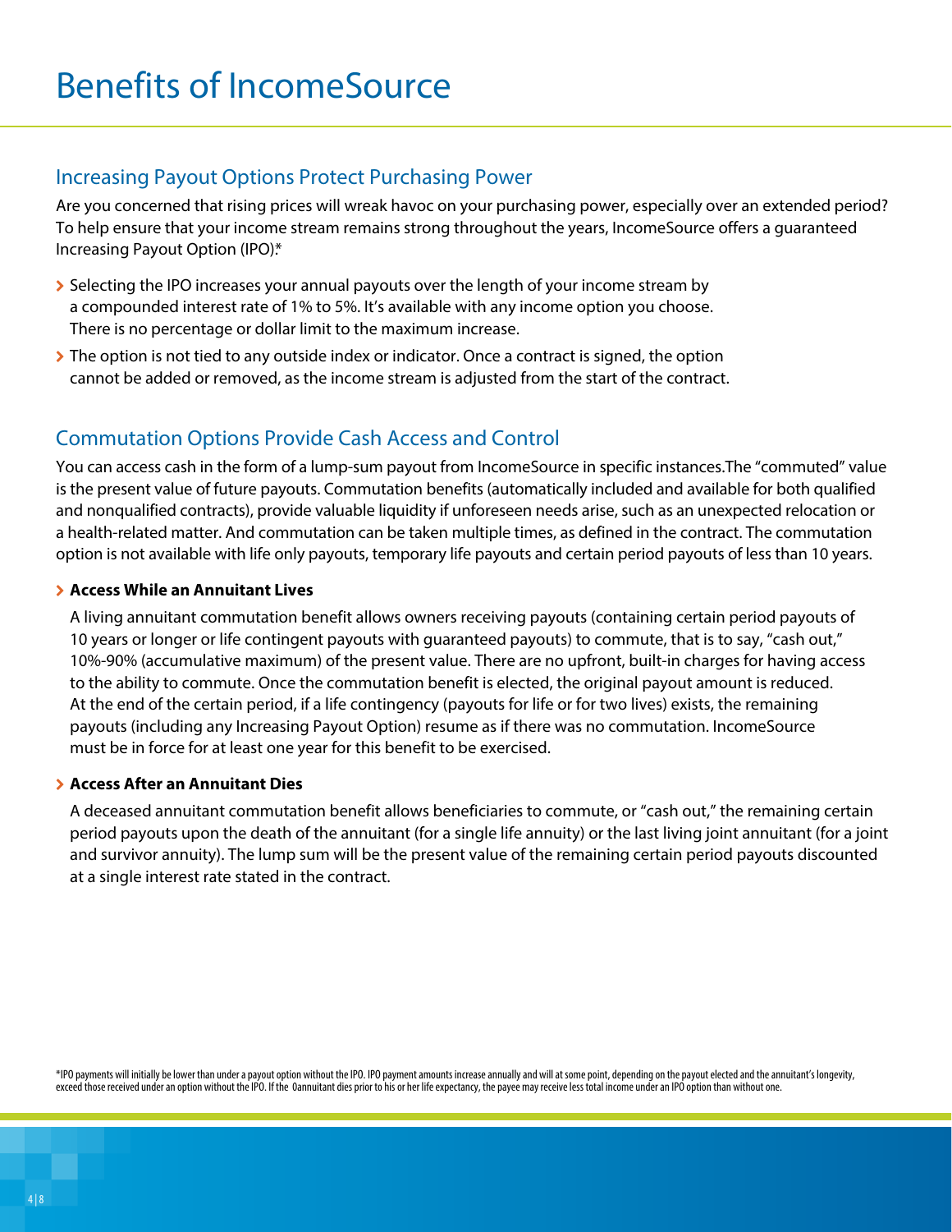# Benefits of IncomeSource

## Increasing Payout Options Protect Purchasing Power

Are you concerned that rising prices will wreak havoc on your purchasing power, especially over an extended period? To help ensure that your income stream remains strong throughout the years, IncomeSource offers a guaranteed Increasing Payout Option (IPO).*

- Selecting the IPO increases your annual payouts over the length of your income stream by a compounded interest rate of 1% to 5%. It's available with any income option you choose. There is no percentage or dollar limit to the maximum increase.
- The option is not tied to any outside index or indicator. Once a contract is signed, the option cannot be added or removed, as the income stream is adjusted from the start of the contract.

## Commutation Options Provide Cash Access and Control

You can access cash in the form of a lump-sum payout from IncomeSource in specific instances.The "commuted" value is the present value of future payouts. Commutation benefits (automatically included and available for both qualified and nonqualified contracts), provide valuable liquidity if unforeseen needs arise, such as an unexpected relocation or a health-related matter. And commutation can be taken multiple times, as defined in the contract. The commutation option is not available with life only payouts, temporary life payouts and certain period payouts of less than 10 years.

- **Access While an Annuitant Lives**

  A living annuitant commutation benefit allows owners receiving payouts (containing certain period payouts of 10 years or longer or life contingent payouts with guaranteed payouts) to commute, that is to say, "cash out," 10%-90% (accumulative maximum) of the present value. There are no upfront, built-in charges for having access to the ability to commute. Once the commutation benefit is elected, the original payout amount is reduced. At the end of the certain period, if a life contingency (payouts for life or for two lives) exists, the remaining payouts (including any Increasing Payout Option) resume as if there was no commutation. IncomeSource must be in force for at least one year for this benefit to be exercised.

- **Access After an Annuitant Dies**

  A deceased annuitant commutation benefit allows beneficiaries to commute, or "cash out," the remaining certain period payouts upon the death of the annuitant (for a single life annuity) or the last living joint annuitant (for a joint and survivor annuity). The lump sum will be the present value of the remaining certain period payouts discounted at a single interest rate stated in the contract.

*IPO payments will initially be lower than under a payout option without the IPO. IPO payment amounts increase annually and will at some point, depending on the payout elected and the annuitant's longevity, exceed those received under an option without the IPO. If the 0annuitant dies prior to his or her life expectancy, the payee may receive less total income under an IPO option than without one.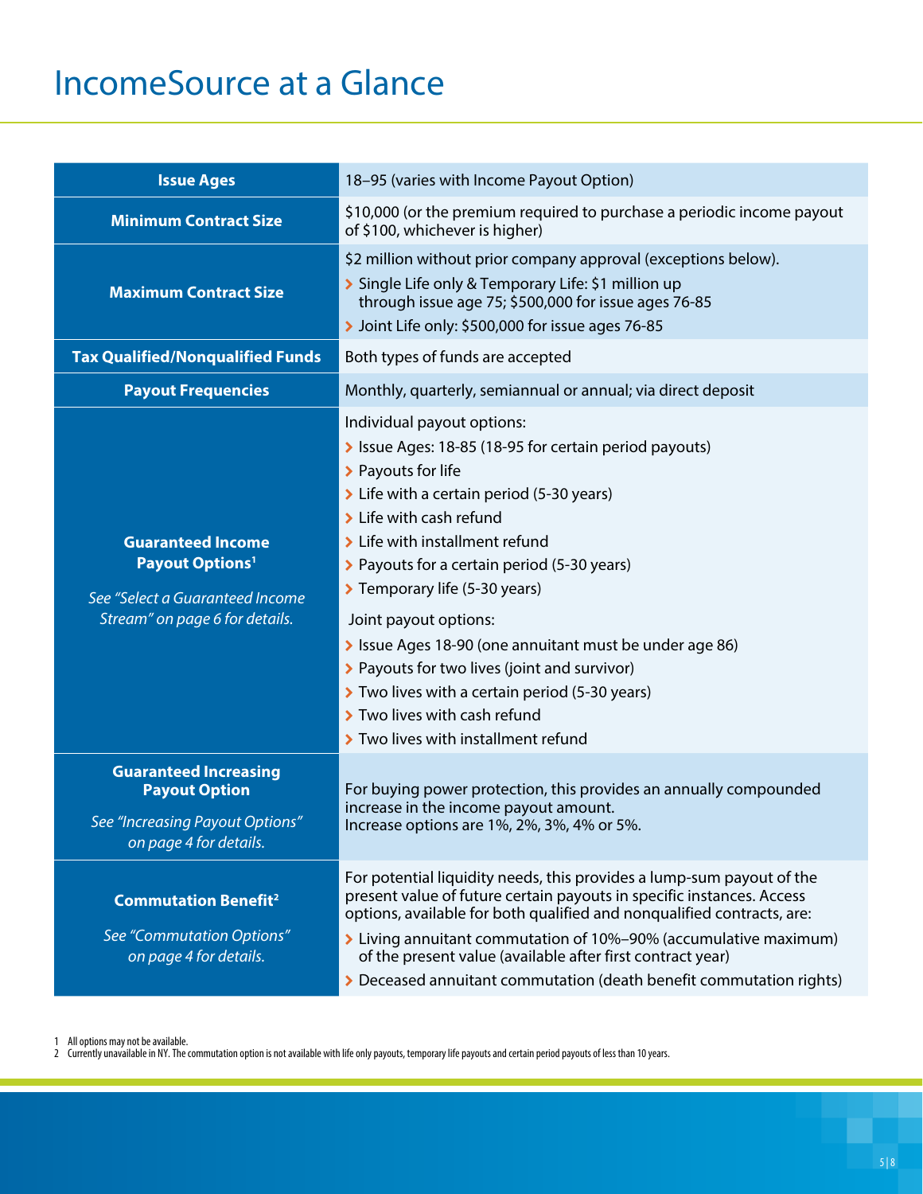# IncomeSource at a Glance

| | |
|---|---|
| **Issue Ages** | 18–95 (varies with Income Payout Option) |
| **Minimum Contract Size** | $10,000 (or the premium required to purchase a periodic income payout of $100, whichever is higher) |
| **Maximum Contract Size** | $2 million without prior company approval (exceptions below).<br>› Single Life only & Temporary Life: $1 million up through issue age 75; $500,000 for issue ages 76-85<br>› Joint Life only: $500,000 for issue ages 76-85 |
| **Tax Qualified/Nonqualified Funds** | Both types of funds are accepted |
| **Payout Frequencies** | Monthly, quarterly, semiannual or annual; via direct deposit |
| **Guaranteed Income Payout Options**[1]<br><br>*See "Select a Guaranteed Income Stream" on page 6 for details.* | Individual payout options:<br>› Issue Ages: 18-85 (18-95 for certain period payouts)<br>› Payouts for life<br>› Life with a certain period (5-30 years)<br>› Life with cash refund<br>› Life with installment refund<br>› Payouts for a certain period (5-30 years)<br>› Temporary life (5-30 years)<br><br>Joint payout options:<br>› Issue Ages 18-90 (one annuitant must be under age 86)<br>› Payouts for two lives (joint and survivor)<br>› Two lives with a certain period (5-30 years)<br>› Two lives with cash refund<br>› Two lives with installment refund |
| **Guaranteed Increasing Payout Option**<br><br>*See "Increasing Payout Options" on page 4 for details.* | For buying power protection, this provides an annually compounded increase in the income payout amount.<br>Increase options are 1%, 2%, 3%, 4% or 5%. |
| **Commutation Benefit**[2]<br><br>*See "Commutation Options" on page 4 for details.* | For potential liquidity needs, this provides a lump-sum payout of the present value of future certain payouts in specific instances. Access options, available for both qualified and nonqualified contracts, are:<br>› Living annuitant commutation of 10%–90% (accumulative maximum) of the present value (available after first contract year)<br>› Deceased annuitant commutation (death benefit commutation rights) |

1 All options may not be available.
2 Currently unavailable in NY. The commutation option is not available with life only payouts, temporary life payouts and certain period payouts of less than 10 years.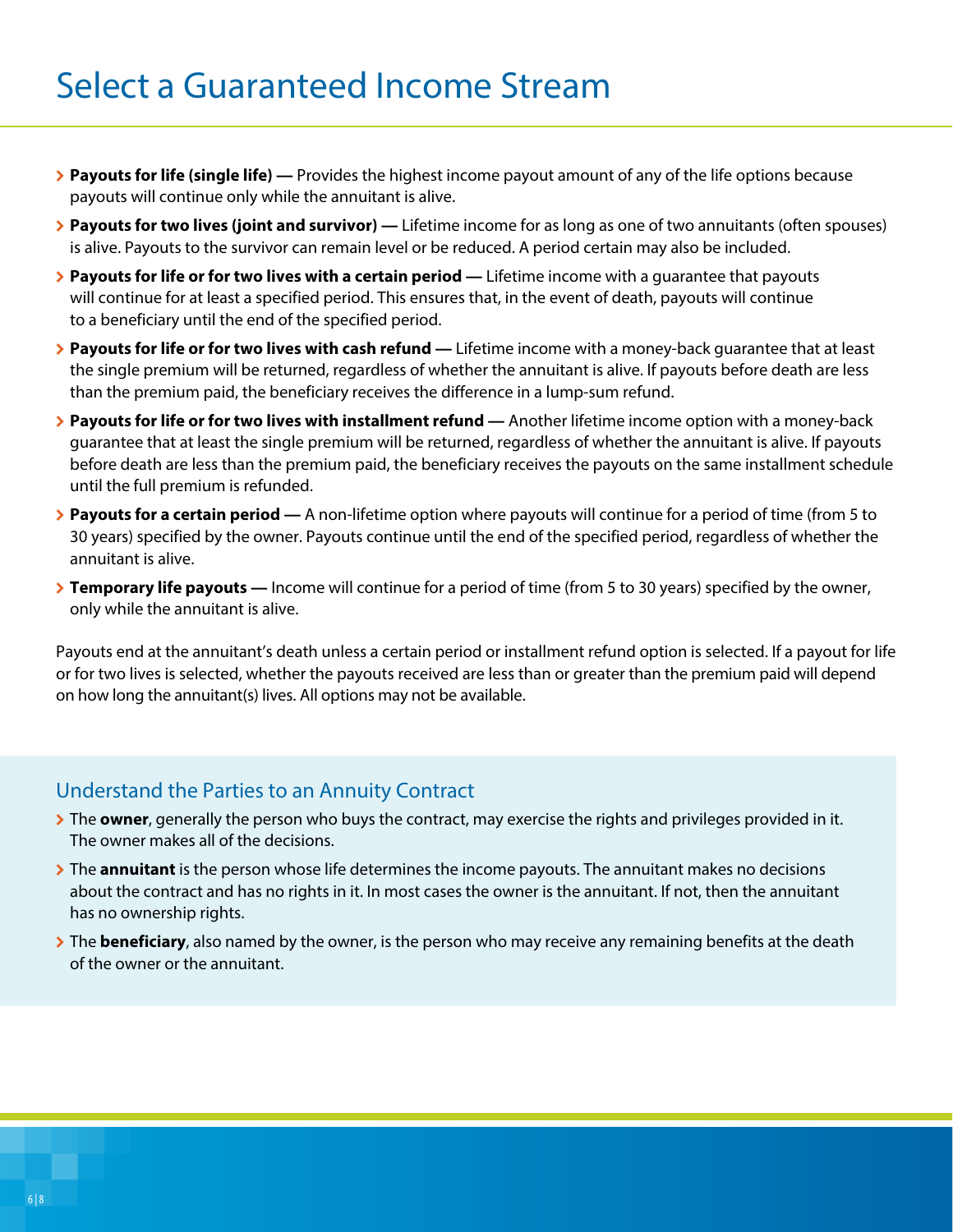# Select a Guaranteed Income Stream

- **Payouts for life (single life) —** Provides the highest income payout amount of any of the life options because payouts will continue only while the annuitant is alive.
- **Payouts for two lives (joint and survivor) —** Lifetime income for as long as one of two annuitants (often spouses) is alive. Payouts to the survivor can remain level or be reduced. A period certain may also be included.
- **Payouts for life or for two lives with a certain period —** Lifetime income with a guarantee that payouts will continue for at least a specified period. This ensures that, in the event of death, payouts will continue to a beneficiary until the end of the specified period.
- **Payouts for life or for two lives with cash refund —** Lifetime income with a money-back guarantee that at least the single premium will be returned, regardless of whether the annuitant is alive. If payouts before death are less than the premium paid, the beneficiary receives the difference in a lump-sum refund.
- **Payouts for life or for two lives with installment refund —** Another lifetime income option with a money-back guarantee that at least the single premium will be returned, regardless of whether the annuitant is alive. If payouts before death are less than the premium paid, the beneficiary receives the payouts on the same installment schedule until the full premium is refunded.
- **Payouts for a certain period —** A non-lifetime option where payouts will continue for a period of time (from 5 to 30 years) specified by the owner. Payouts continue until the end of the specified period, regardless of whether the annuitant is alive.
- **Temporary life payouts —** Income will continue for a period of time (from 5 to 30 years) specified by the owner, only while the annuitant is alive.

Payouts end at the annuitant's death unless a certain period or installment refund option is selected. If a payout for life or for two lives is selected, whether the payouts received are less than or greater than the premium paid will depend on how long the annuitant(s) lives. All options may not be available.

## Understand the Parties to an Annuity Contract

- The **owner**, generally the person who buys the contract, may exercise the rights and privileges provided in it. The owner makes all of the decisions.
- The **annuitant** is the person whose life determines the income payouts. The annuitant makes no decisions about the contract and has no rights in it. In most cases the owner is the annuitant. If not, then the annuitant has no ownership rights.
- The **beneficiary**, also named by the owner, is the person who may receive any remaining benefits at the death of the owner or the annuitant.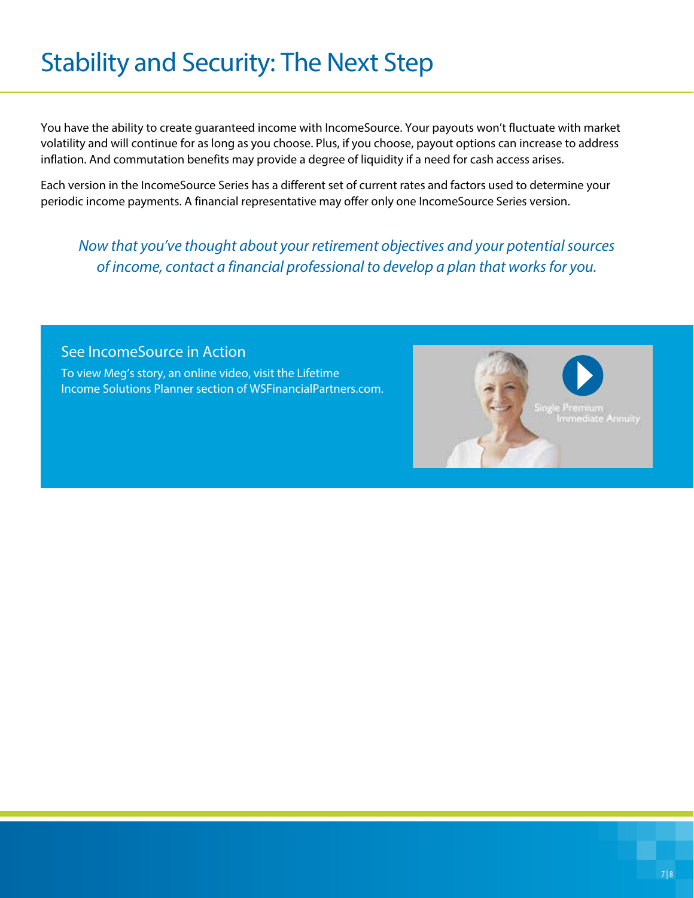# Stability and Security: The Next Step

You have the ability to create guaranteed income with IncomeSource. Your payouts won't fluctuate with market volatility and will continue for as long as you choose. Plus, if you choose, payout options can increase to address inflation. And commutation benefits may provide a degree of liquidity if a need for cash access arises.

Each version in the IncomeSource Series has a different set of current rates and factors used to determine your periodic income payments. A financial representative may offer only one IncomeSource Series version.

*Now that you've thought about your retirement objectives and your potential sources of income, contact a financial professional to develop a plan that works for you.*

## See IncomeSource in Action

To view Meg's story, an online video, visit the Lifetime Income Solutions Planner section of WSFinancialPartners.com.

Single Premium Immediate Annuity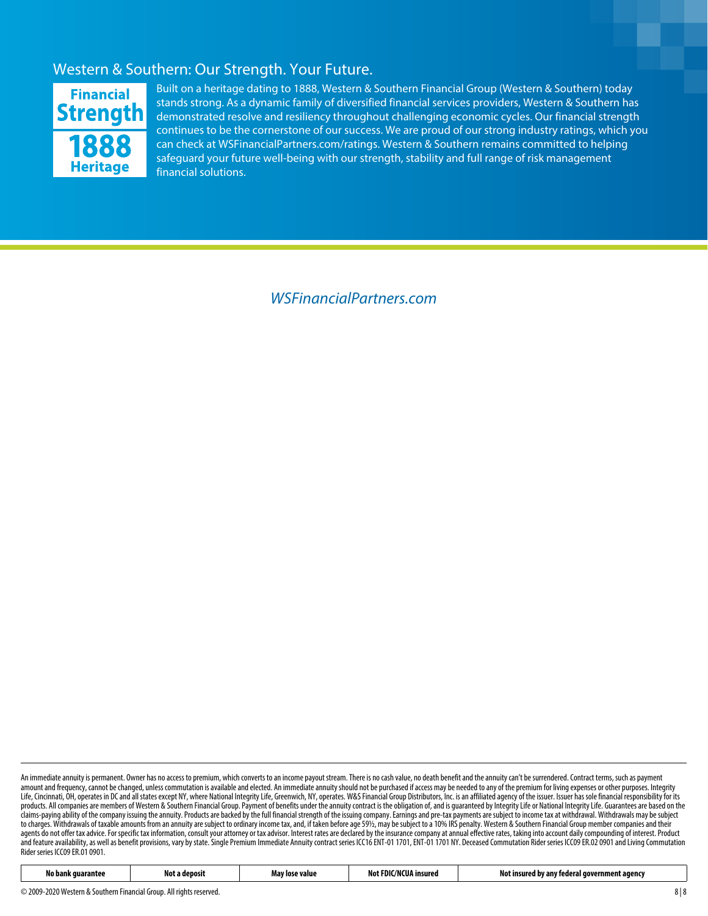## Western & Southern: Our Strength. Your Future.

**Financial Strength**
**1888 Heritage**

Built on a heritage dating to 1888, Western & Southern Financial Group (Western & Southern) today stands strong. As a dynamic family of diversified financial services providers, Western & Southern has demonstrated resolve and resiliency throughout challenging economic cycles. Our financial strength continues to be the cornerstone of our success. We are proud of our strong industry ratings, which you can check at WSFinancialPartners.com/ratings. Western & Southern remains committed to helping safeguard your future well-being with our strength, stability and full range of risk management financial solutions.

*WSFinancialPartners.com*

An immediate annuity is permanent. Owner has no access to premium, which converts to an income payout stream. There is no cash value, no death benefit and the annuity can't be surrendered. Contract terms, such as payment amount and frequency, cannot be changed, unless commutation is available and elected. An immediate annuity should not be purchased if access may be needed to any of the premium for living expenses or other purposes. Integrity Life, Cincinnati, OH, operates in DC and all states except NY, where National Integrity Life, Greenwich, NY, operates. W&S Financial Group Distributors, Inc. is an affiliated agency of the issuer. Issuer has sole financial responsibility for its products. All companies are members of Western & Southern Financial Group. Payment of benefits under the annuity contract is the obligation of, and is guaranteed by Integrity Life or National Integrity Life. Guarantees are based on the claims-paying ability of the company issuing the annuity. Products are backed by the full financial strength of the issuing company. Earnings and pre-tax payments are subject to income tax at withdrawal. Withdrawals may be subject to charges. Withdrawals of taxable amounts from an annuity are subject to ordinary income tax, and, if taken before age 59½, may be subject to a 10% IRS penalty. Western & Southern Financial Group member companies and their agents do not offer tax advice. For specific tax information, consult your attorney or tax advisor. Interest rates are declared by the insurance company at annual effective rates, taking into account daily compounding of interest. Product and feature availability, as well as benefit provisions, vary by state. Single Premium Immediate Annuity contract series ICC16 ENT-01 1701, ENT-01 1701 NY. Deceased Commutation Rider series ICC09 ER.02 0901 and Living Commutation Rider series ICC09 ER.01 0901.

| | | | | |
|---|---|---|---|---|
| No bank guarantee | Not a deposit | May lose value | Not FDIC/NCUA insured | Not insured by any federal government agency |

© 2009-2020 Western & Southern Financial Group. All rights reserved.